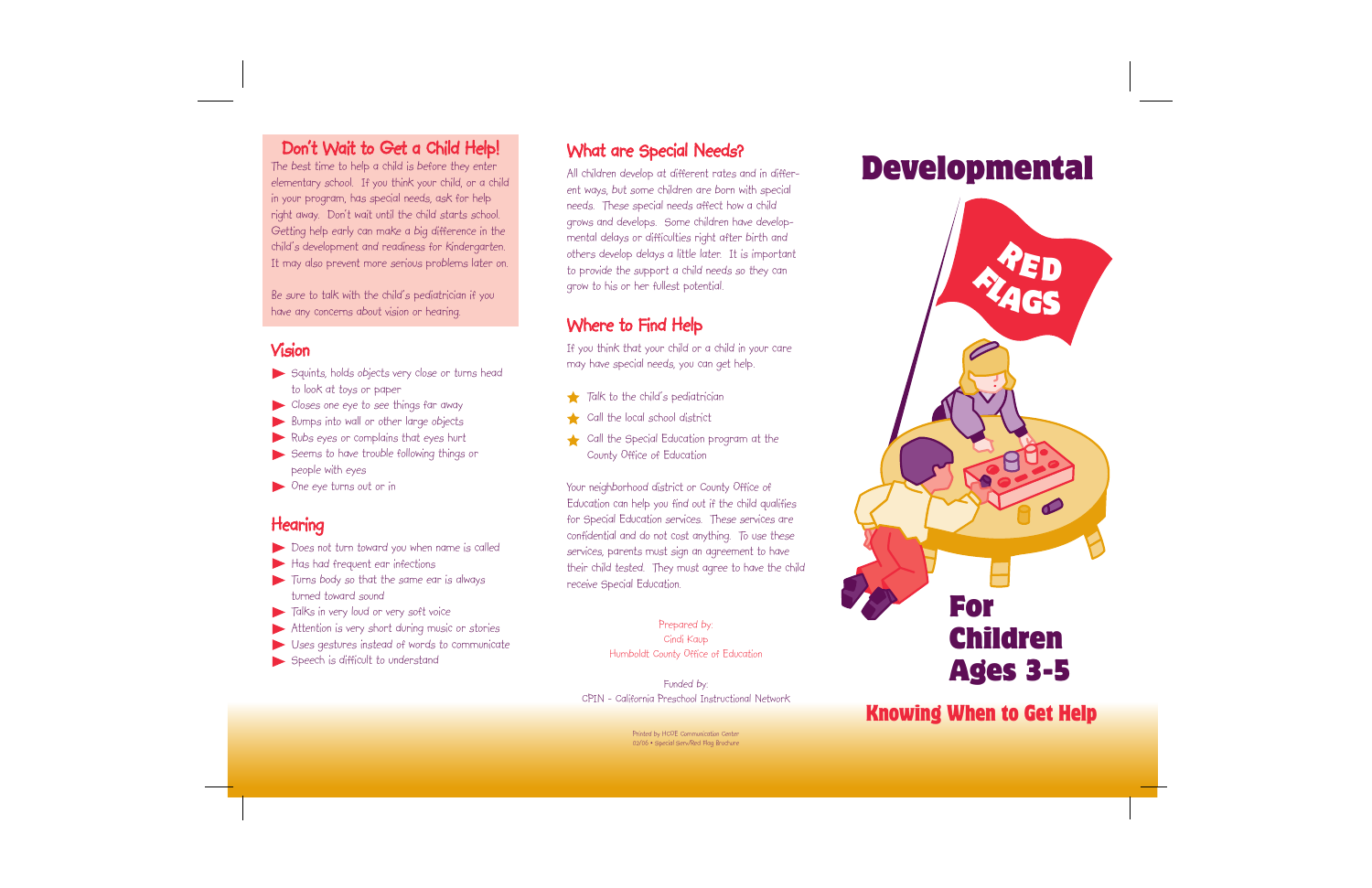## Don't Wait to Get a Child Help!

The best time to help a child is before they enter elementary school. If you think your child, or a child in your program, has special needs, ask for help right away. Don't wait until the child starts school. Getting help early can make a big difference in the child's development and readiness for Kindergarten. It may also prevent more serious problems later on.

Be sure to talk with the child's pediatrician if you have any concerns about vision or hearing.

## Vision

- Squints, holds objects very close or turns head to look at toys or paper
- Closes one eye to see things far away
- Bumps into wall or other large objects
- Rubs eyes or complains that eyes hurt
- Seems to have trouble following things or people with eyes
- One eye turns out or in

## Hearing

- Does not turn toward you when name is called
- Has had frequent ear infections
- Turns body so that the same ear is always turned toward sound
- Talks in very loud or very soft voice
- Attention is very short during music or stories
- Uses gestures instead of words to communicate
- Speech is difficult to understand

## What are Special Needs?

All children develop at different rates and in different ways, but some children are born with special needs. These special needs affect how a child grows and develops. Some children have developmental delays or difficulties right after birth and others develop delays a little later. It is important to provide the support a child needs so they can grow to his or her fullest potential.

## Where to Find Help

If you think that your child or a child in your care may have special needs, you can get help.

- Talk to the child's pediatrician
- Call the local school district
- Call the Special Education program at the County Office of Education

Your neighborhood district or County Office of Education can help you find out if the child qualifies for Special Education services. These services are confidential and do not cost anything. To use these services, parents must sign an agreement to have their child tested. They must agree to have the child receive Special Education.

Prepared by:
Cindi Kaup
Humboldt County Office of Education

Funded by:
CPIN - California Preschool Instructional Network

Printed by HCOE Communication Center
02/06 • Special Serv/Red Flag Brochure

# Developmental

# RED FLAGS

# For Children Ages 3-5

## Knowing When to Get Help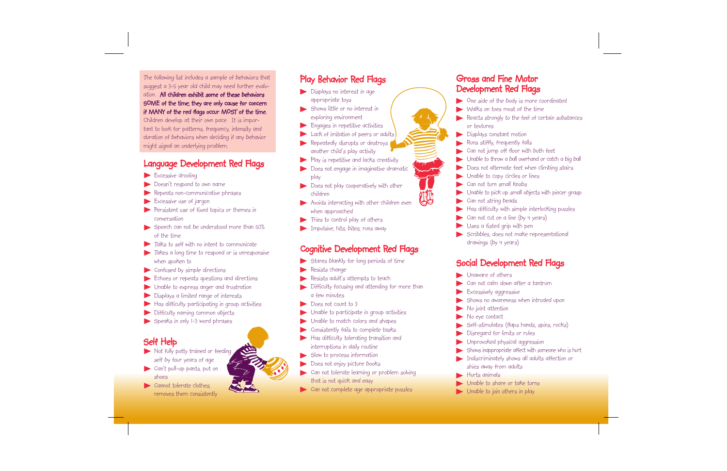The following list includes a sample of behaviors that suggest a 3-5 year old child may need further evaluation. **All children exhibit some of these behaviors SOME of the time; they are only cause for concern if MANY of the red flags occur MOST of the time.** Children develop at their own pace. It is important to look for patterns, frequency, intensity and duration of behaviors when deciding if any behavior might signal an underlying problem.

## Language Development Red Flags

- Excessive drooling
- Doesn't respond to own name
- Repeats non-communicative phrases
- Excessive use of jargon
- Persistent use of fixed topics or themes in conversation
- Speech can not be understood more than 50% of the time
- Talks to self with no intent to communicate
- Takes a long time to respond or is unresponsive when spoken to
- Confused by simple directions
- Echoes or repeats questions and directions
- Unable to express anger and frustration
- Displays a limited range of interests
- Has difficulty participating in group activities
- Difficulty naming common objects
- Speaks in only 1-3 word phrases

## Self Help

- Not fully potty trained or feeding self by four years of age
- Can't pull-up pants, put on shoes
- Cannot tolerate clothes; removes them consistently

## Play Behavior Red Flags

- Displays no interest in age appropriate toys
- Shows little or no interest in exploring environment
- Engages in repetitive activities
- Lack of imitation of peers or adults
- Repeatedly disrupts or destroys another child's play activity
- Play is repetitive and lacks creativity
- Does not engage in imaginative dramatic play
- Does not play cooperatively with other children
- Avoids interacting with other children even when approached
- Tries to control play of others
- Impulsive; hits; bites; runs away

## Cognitive Development Red Flags

- Stares blankly for long periods of time
- Resists change
- Resists adult's attempts to teach
- Difficulty focusing and attending for more than a few minutes
- Does not count to 3
- Unable to participate in group activities
- Unable to match colors and shapes
- Consistently fails to complete tasks
- Has difficulty tolerating transition and interruptions in daily routine
- Slow to process information
- Does not enjoy picture books
- Can not tolerate learning or problem solving that is not quick and easy
- Can not complete age appropriate puzzles

## Gross and Fine Motor Development Red Flags

- One side of the body is more coordinated
- Walks on toes most of the time
- Reacts strongly to the feel of certain substances or textures
- Displays constant motion
- Runs stiffly, frequently falls
- Can not jump off floor with both feet
- Unable to throw a ball overhand or catch a big ball
- Does not alternate feet when climbing stairs
- Unable to copy circles or lines
- Can not turn small knobs
- Unable to pick up small objects with pincer grasp
- Can not string beads
- Has difficulty with simple interlocking puzzles
- Can not cut on a line (by 4 years)
- Uses a fisted grip with pen
- Scribbles, does not make representational drawings (by 4 years)

## Social Development Red Flags

- Unaware of others
- Can not calm down after a tantrum
- Excessively aggressive
- Shows no awareness when intruded upon
- No joint attention
- No eye contact
- Self-stimulates (flaps hands, spins, rocks)
- Disregard for limits or rules
- Unprovoked physical aggression
- Shows inappropriate affect with someone who is hurt
- Indiscriminately shows all adults affection or shies away from adults
- Hurts animals
- Unable to share or take turns
- Unable to join others in play